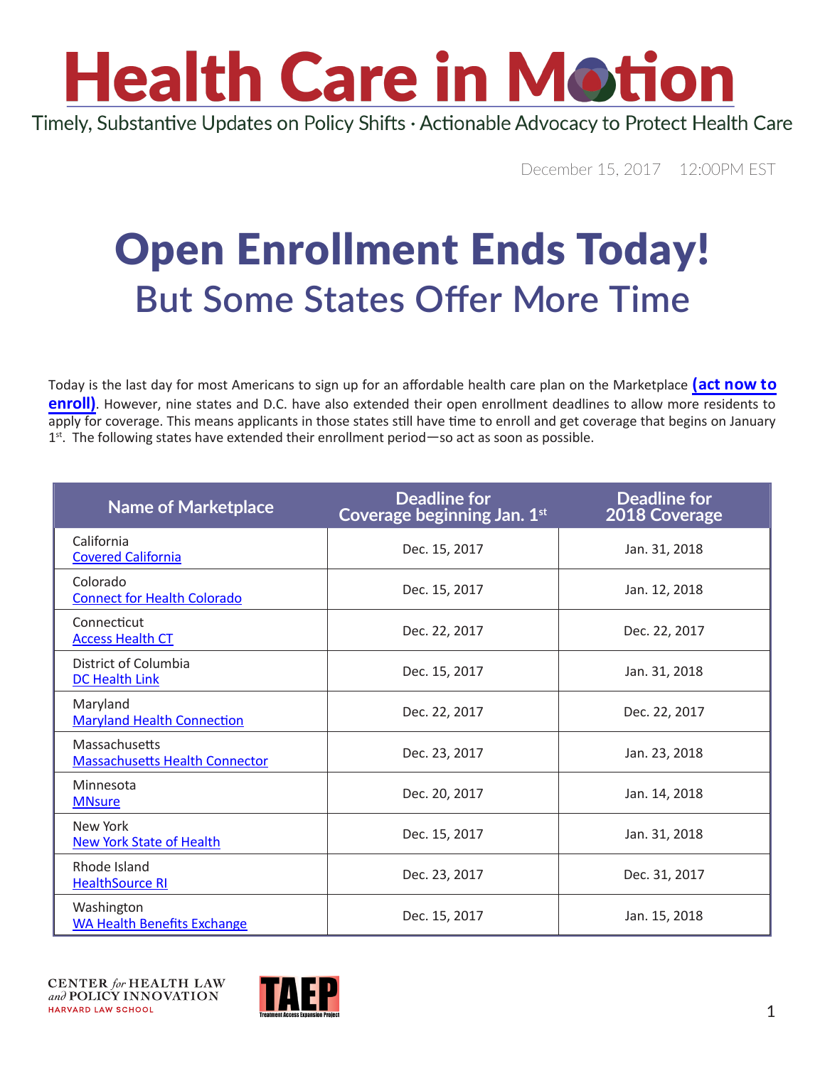# Health Care in Motion

Timely, Substantive Updates on Policy Shifts · Actionable Advocacy to Protect Health Care

December 15, 2017 12:00PM EST

# Open Enrollment Ends Today!

## But Some States Offer More Time

Today is the last day for most Americans to sign up for an affordable health care plan on the Marketplace **(act now to enroll)**. However, nine states and D.C. have also extended their open enrollment deadlines to allow more residents to apply for coverage. This means applicants in those states still have time to enroll and get coverage that begins on January 1st. The following states have extended their enrollment period—so act as soon as possible.

| Name of Marketplace | Deadline for Coverage beginning Jan. 1st | Deadline for 2018 Coverage |
|---|---|---|
| California<br>Covered California | Dec. 15, 2017 | Jan. 31, 2018 |
| Colorado<br>Connect for Health Colorado | Dec. 15, 2017 | Jan. 12, 2018 |
| Connecticut<br>Access Health CT | Dec. 22, 2017 | Dec. 22, 2017 |
| District of Columbia<br>DC Health Link | Dec. 15, 2017 | Jan. 31, 2018 |
| Maryland<br>Maryland Health Connection | Dec. 22, 2017 | Dec. 22, 2017 |
| Massachusetts<br>Massachusetts Health Connector | Dec. 23, 2017 | Jan. 23, 2018 |
| Minnesota<br>MNsure | Dec. 20, 2017 | Jan. 14, 2018 |
| New York<br>New York State of Health | Dec. 15, 2017 | Jan. 31, 2018 |
| Rhode Island<br>HealthSource RI | Dec. 23, 2017 | Dec. 31, 2017 |
| Washington<br>WA Health Benefits Exchange | Dec. 15, 2017 | Jan. 15, 2018 |

CENTER for HEALTH LAW and POLICY INNOVATION
HARVARD LAW SCHOOL

TAEP
Treatment Access Expansion Project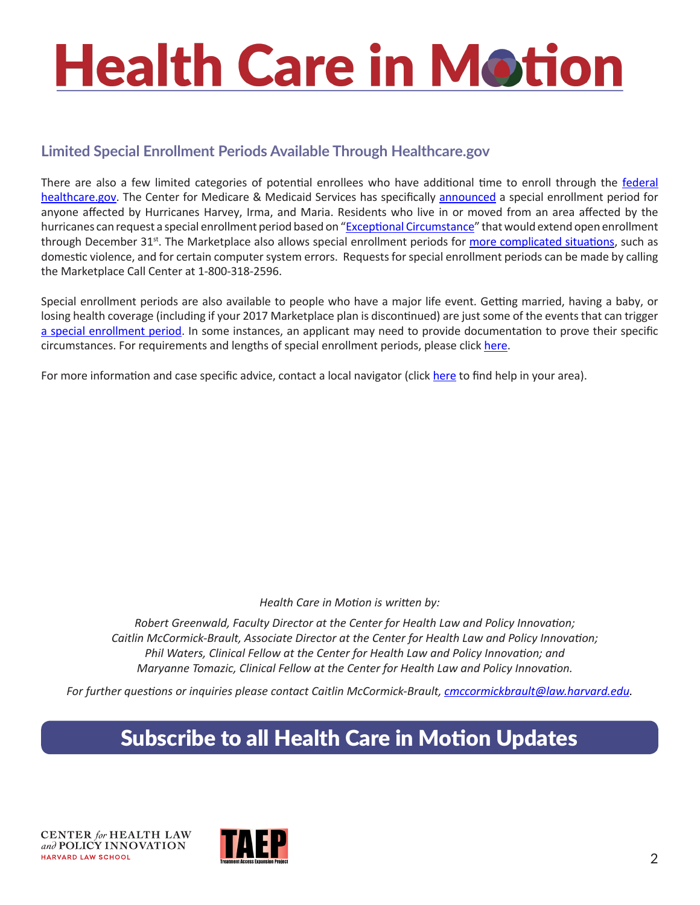# Health Care in Motion

## Limited Special Enrollment Periods Available Through Healthcare.gov

There are also a few limited categories of potential enrollees who have additional time to enroll through the federal healthcare.gov. The Center for Medicare & Medicaid Services has specifically announced a special enrollment period for anyone affected by Hurricanes Harvey, Irma, and Maria. Residents who live in or moved from an area affected by the hurricanes can request a special enrollment period based on "Exceptional Circumstance" that would extend open enrollment through December 31st. The Marketplace also allows special enrollment periods for more complicated situations, such as domestic violence, and for certain computer system errors. Requests for special enrollment periods can be made by calling the Marketplace Call Center at 1-800-318-2596.

Special enrollment periods are also available to people who have a major life event. Getting married, having a baby, or losing health coverage (including if your 2017 Marketplace plan is discontinued) are just some of the events that can trigger a special enrollment period. In some instances, an applicant may need to provide documentation to prove their specific circumstances. For requirements and lengths of special enrollment periods, please click here.

For more information and case specific advice, contact a local navigator (click here to find help in your area).

*Health Care in Motion is written by:*

*Robert Greenwald, Faculty Director at the Center for Health Law and Policy Innovation;*
*Caitlin McCormick-Brault, Associate Director at the Center for Health Law and Policy Innovation;*
*Phil Waters, Clinical Fellow at the Center for Health Law and Policy Innovation; and*
*Maryanne Tomazic, Clinical Fellow at the Center for Health Law and Policy Innovation.*

*For further questions or inquiries please contact Caitlin McCormick-Brault, cmccormickbrault@law.harvard.edu.*

**Subscribe to all Health Care in Motion Updates**

CENTER *for* HEALTH LAW *and* POLICY INNOVATION
HARVARD LAW SCHOOL

TAEP
Treatment Access Expansion Project